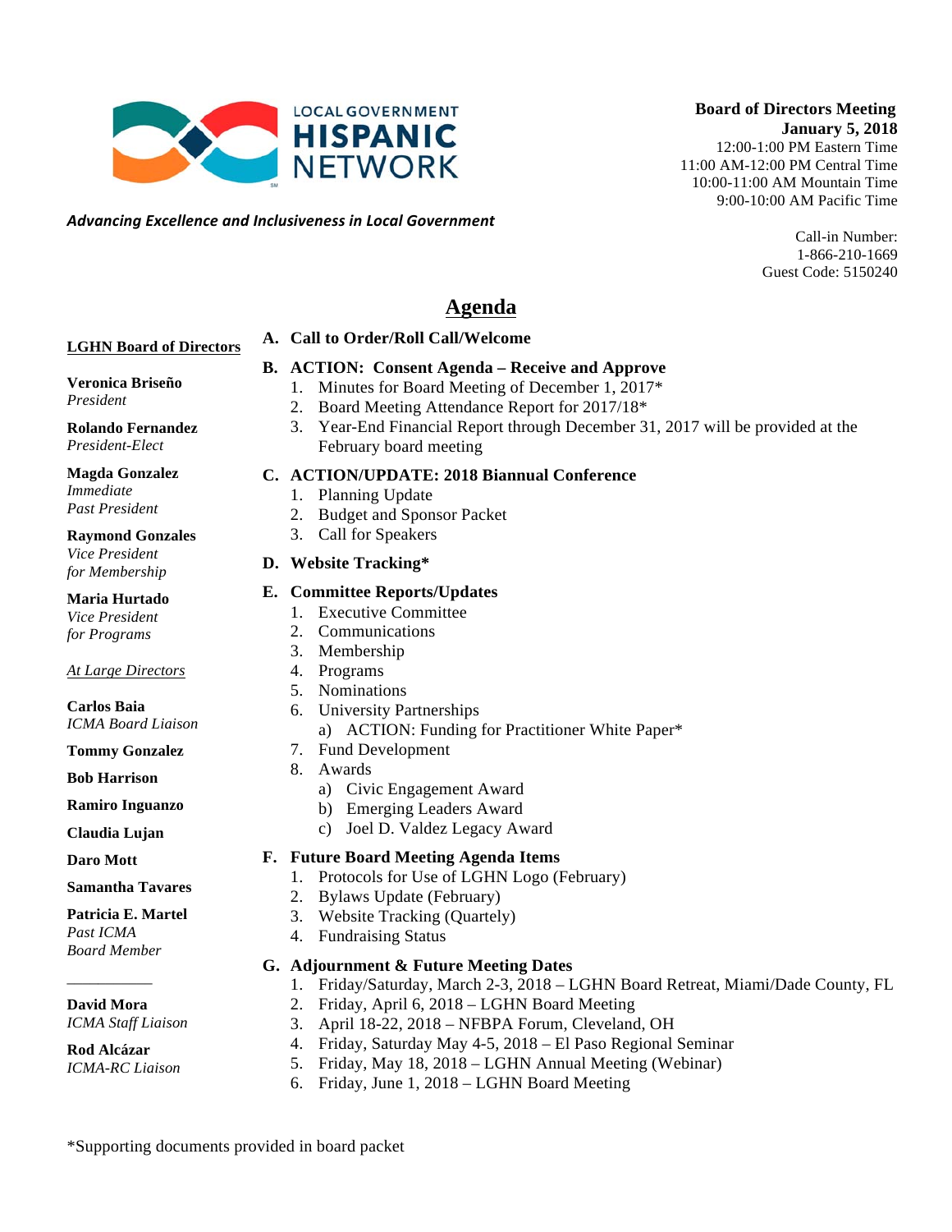**LOCAL GOVERNMENT HISPANIC NETWORK**

***Advancing Excellence and Inclusiveness in Local Government***

**Board of Directors Meeting**
**January 5, 2018**
12:00-1:00 PM Eastern Time
11:00 AM-12:00 PM Central Time
10:00-11:00 AM Mountain Time
9:00-10:00 AM Pacific Time

Call-in Number:
1-866-210-1669
Guest Code: 5150240

# Agenda

**A. Call to Order/Roll Call/Welcome**

**B. ACTION: Consent Agenda – Receive and Approve**
1. Minutes for Board Meeting of December 1, 2017*
2. Board Meeting Attendance Report for 2017/18*
3. Year-End Financial Report through December 31, 2017 will be provided at the February board meeting

**C. ACTION/UPDATE: 2018 Biannual Conference**
1. Planning Update
2. Budget and Sponsor Packet
3. Call for Speakers

**D. Website Tracking***

**E. Committee Reports/Updates**
1. Executive Committee
2. Communications
3. Membership
4. Programs
5. Nominations
6. University Partnerships
   a) ACTION: Funding for Practitioner White Paper*
7. Fund Development
8. Awards
   a) Civic Engagement Award
   b) Emerging Leaders Award
   c) Joel D. Valdez Legacy Award

**F. Future Board Meeting Agenda Items**
1. Protocols for Use of LGHN Logo (February)
2. Bylaws Update (February)
3. Website Tracking (Quartely)
4. Fundraising Status

**G. Adjournment & Future Meeting Dates**
1. Friday/Saturday, March 2-3, 2018 – LGHN Board Retreat, Miami/Dade County, FL
2. Friday, April 6, 2018 – LGHN Board Meeting
3. April 18-22, 2018 – NFBPA Forum, Cleveland, OH
4. Friday, Saturday May 4-5, 2018 – El Paso Regional Seminar
5. Friday, May 18, 2018 – LGHN Annual Meeting (Webinar)
6. Friday, June 1, 2018 – LGHN Board Meeting

**LGHN Board of Directors**

**Veronica Briseño**
*President*

**Rolando Fernandez**
*President-Elect*

**Magda Gonzalez**
*Immediate Past President*

**Raymond Gonzales**
*Vice President for Membership*

**Maria Hurtado**
*Vice President for Programs*

*At Large Directors*

**Carlos Baia**
*ICMA Board Liaison*

**Tommy Gonzalez**

**Bob Harrison**

**Ramiro Inguanzo**

**Claudia Lujan**

**Daro Mott**

**Samantha Tavares**

**Patricia E. Martel**
*Past ICMA Board Member*

---

**David Mora**
*ICMA Staff Liaison*

**Rod Alcázar**
*ICMA-RC Liaison*

*Supporting documents provided in board packet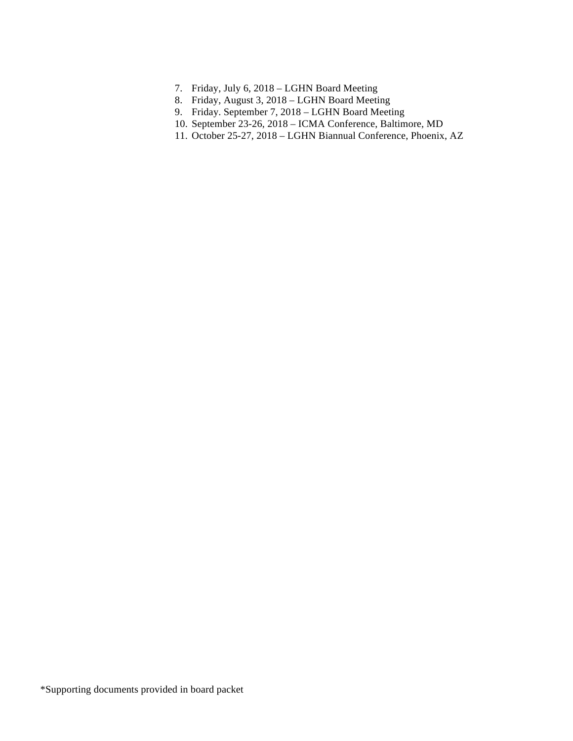7. Friday, July 6, 2018 – LGHN Board Meeting
8. Friday, August 3, 2018 – LGHN Board Meeting
9. Friday. September 7, 2018 – LGHN Board Meeting
10. September 23-26, 2018 – ICMA Conference, Baltimore, MD
11. October 25-27, 2018 – LGHN Biannual Conference, Phoenix, AZ

*Supporting documents provided in board packet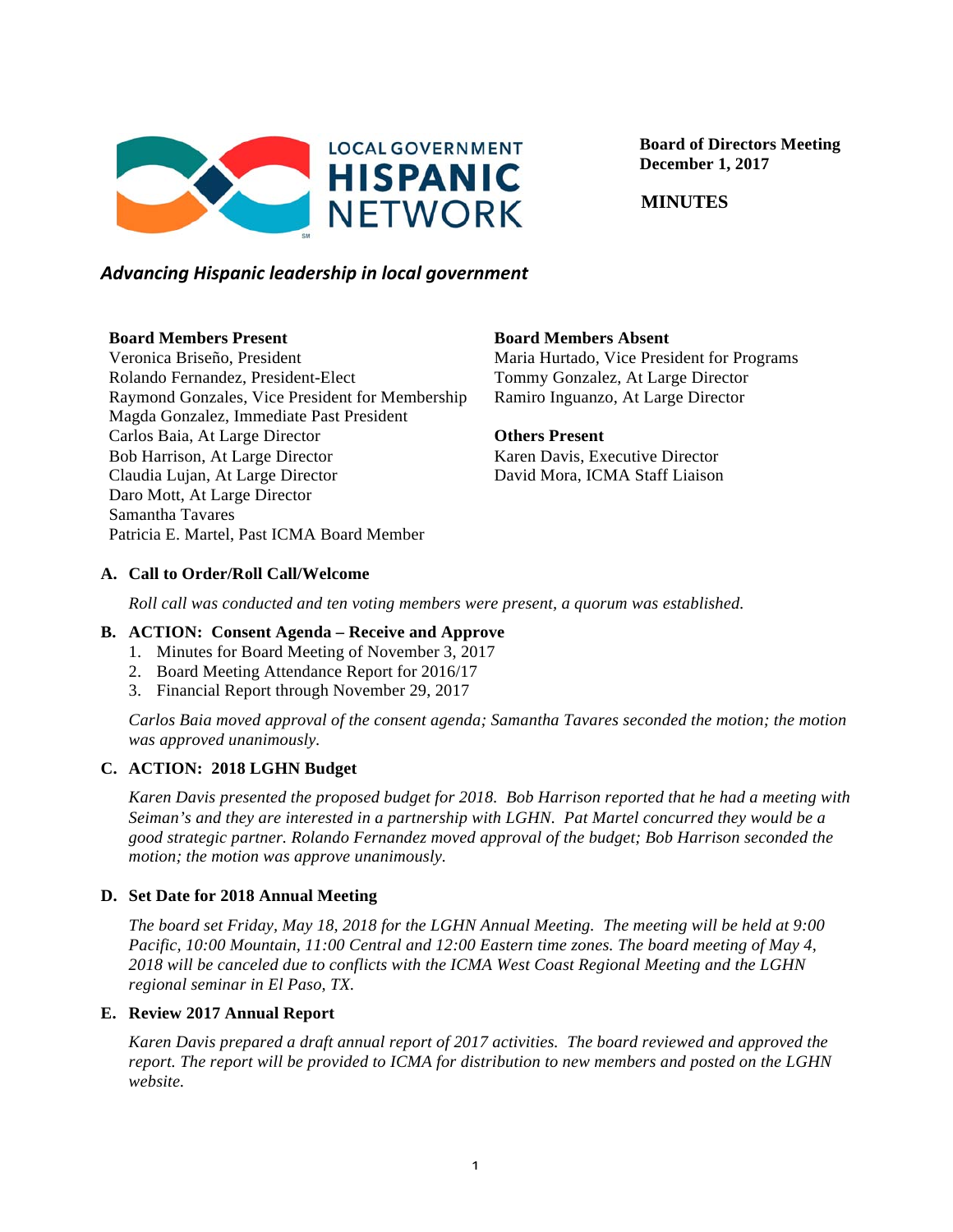LOCAL GOVERNMENT **HISPANIC** NETWORK

**Board of Directors Meeting**
**December 1, 2017**

**MINUTES**

***Advancing Hispanic leadership in local government***

**Board Members Present**
Veronica Briseño, President
Rolando Fernandez, President-Elect
Raymond Gonzales, Vice President for Membership
Magda Gonzalez, Immediate Past President
Carlos Baia, At Large Director
Bob Harrison, At Large Director
Claudia Lujan, At Large Director
Daro Mott, At Large Director
Samantha Tavares
Patricia E. Martel, Past ICMA Board Member

**Board Members Absent**
Maria Hurtado, Vice President for Programs
Tommy Gonzalez, At Large Director
Ramiro Inguanzo, At Large Director

**Others Present**
Karen Davis, Executive Director
David Mora, ICMA Staff Liaison

**A. Call to Order/Roll Call/Welcome**

*Roll call was conducted and ten voting members were present, a quorum was established.*

**B. ACTION: Consent Agenda – Receive and Approve**

1. Minutes for Board Meeting of November 3, 2017
2. Board Meeting Attendance Report for 2016/17
3. Financial Report through November 29, 2017

*Carlos Baia moved approval of the consent agenda; Samantha Tavares seconded the motion; the motion was approved unanimously.*

**C. ACTION: 2018 LGHN Budget**

*Karen Davis presented the proposed budget for 2018. Bob Harrison reported that he had a meeting with Seiman's and they are interested in a partnership with LGHN. Pat Martel concurred they would be a good strategic partner. Rolando Fernandez moved approval of the budget; Bob Harrison seconded the motion; the motion was approve unanimously.*

**D. Set Date for 2018 Annual Meeting**

*The board set Friday, May 18, 2018 for the LGHN Annual Meeting. The meeting will be held at 9:00 Pacific, 10:00 Mountain, 11:00 Central and 12:00 Eastern time zones. The board meeting of May 4, 2018 will be canceled due to conflicts with the ICMA West Coast Regional Meeting and the LGHN regional seminar in El Paso, TX.*

**E. Review 2017 Annual Report**

*Karen Davis prepared a draft annual report of 2017 activities. The board reviewed and approved the report. The report will be provided to ICMA for distribution to new members and posted on the LGHN website.*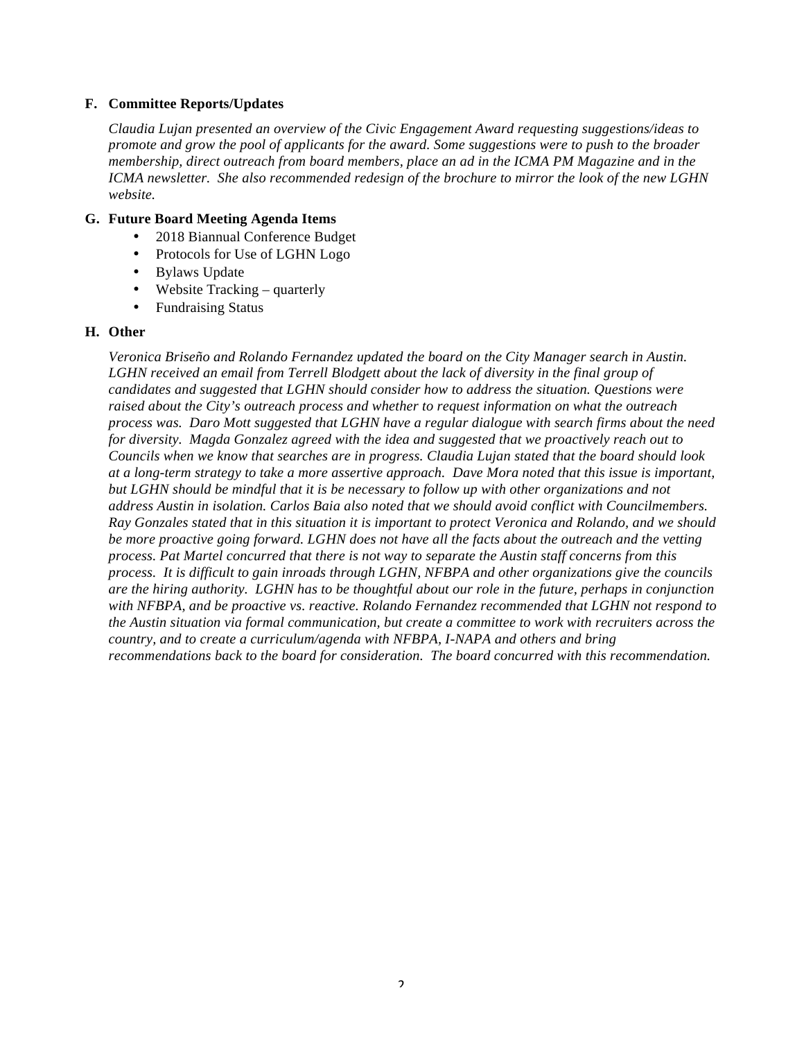**F. Committee Reports/Updates**

*Claudia Lujan presented an overview of the Civic Engagement Award requesting suggestions/ideas to promote and grow the pool of applicants for the award. Some suggestions were to push to the broader membership, direct outreach from board members, place an ad in the ICMA PM Magazine and in the ICMA newsletter. She also recommended redesign of the brochure to mirror the look of the new LGHN website.*

**G. Future Board Meeting Agenda Items**

- 2018 Biannual Conference Budget
- Protocols for Use of LGHN Logo
- Bylaws Update
- Website Tracking – quarterly
- Fundraising Status

**H. Other**

*Veronica Briseño and Rolando Fernandez updated the board on the City Manager search in Austin. LGHN received an email from Terrell Blodgett about the lack of diversity in the final group of candidates and suggested that LGHN should consider how to address the situation. Questions were raised about the City's outreach process and whether to request information on what the outreach process was. Daro Mott suggested that LGHN have a regular dialogue with search firms about the need for diversity. Magda Gonzalez agreed with the idea and suggested that we proactively reach out to Councils when we know that searches are in progress. Claudia Lujan stated that the board should look at a long-term strategy to take a more assertive approach. Dave Mora noted that this issue is important, but LGHN should be mindful that it is be necessary to follow up with other organizations and not address Austin in isolation. Carlos Baia also noted that we should avoid conflict with Councilmembers. Ray Gonzales stated that in this situation it is important to protect Veronica and Rolando, and we should be more proactive going forward. LGHN does not have all the facts about the outreach and the vetting process. Pat Martel concurred that there is not way to separate the Austin staff concerns from this process. It is difficult to gain inroads through LGHN, NFBPA and other organizations give the councils are the hiring authority. LGHN has to be thoughtful about our role in the future, perhaps in conjunction with NFBPA, and be proactive vs. reactive. Rolando Fernandez recommended that LGHN not respond to the Austin situation via formal communication, but create a committee to work with recruiters across the country, and to create a curriculum/agenda with NFBPA, I-NAPA and others and bring recommendations back to the board for consideration. The board concurred with this recommendation.*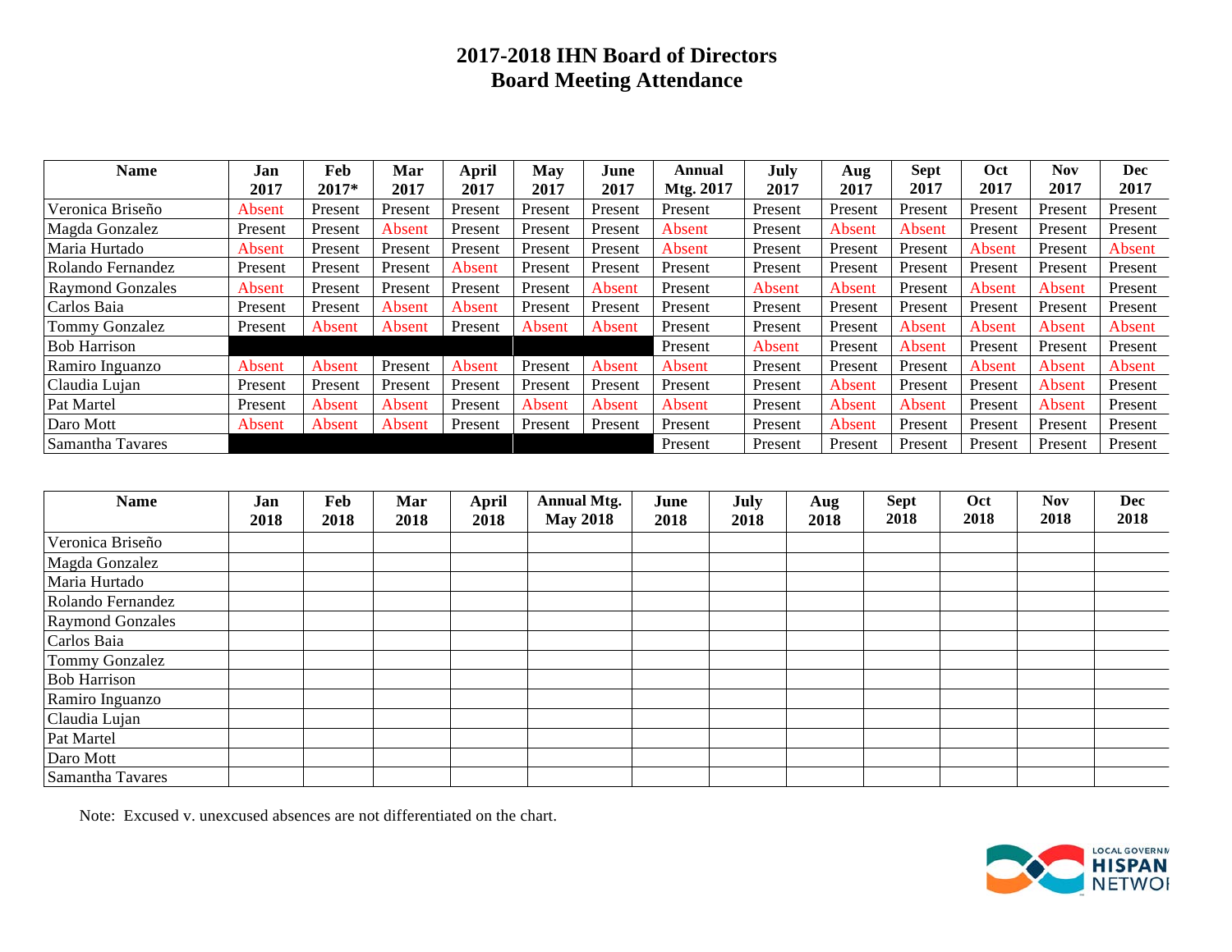# 2017-2018 IHN Board of Directors
## Board Meeting Attendance

| Name | Jan 2017 | Feb 2017* | Mar 2017 | April 2017 | May 2017 | June 2017 | Annual Mtg. 2017 | July 2017 | Aug 2017 | Sept 2017 | Oct 2017 | Nov 2017 | Dec 2017 |
|---|---|---|---|---|---|---|---|---|---|---|---|---|---|
| Veronica Briseño | Absent | Present | Present | Present | Present | Present | Present | Present | Present | Present | Present | Present | Present |
| Magda Gonzalez | Present | Present | Absent | Present | Present | Present | Absent | Present | Absent | Absent | Present | Present | Present |
| Maria Hurtado | Absent | Present | Present | Present | Present | Present | Absent | Present | Present | Present | Absent | Present | Absent |
| Rolando Fernandez | Present | Present | Present | Absent | Present | Present | Present | Present | Present | Present | Present | Present | Present |
| Raymond Gonzales | Absent | Present | Present | Present | Present | Absent | Present | Absent | Absent | Present | Absent | Absent | Present |
| Carlos Baia | Present | Present | Absent | Absent | Present | Present | Present | Present | Present | Present | Present | Present | Present |
| Tommy Gonzalez | Present | Absent | Absent | Present | Absent | Absent | Present | Present | Present | Absent | Absent | Absent | Absent |
| Bob Harrison | | | | | | | Present | Absent | Present | Absent | Present | Present | Present |
| Ramiro Inguanzo | Absent | Absent | Present | Absent | Present | Absent | Absent | Present | Present | Present | Absent | Absent | Absent |
| Claudia Lujan | Present | Present | Present | Present | Present | Present | Present | Present | Absent | Present | Present | Absent | Present |
| Pat Martel | Present | Absent | Absent | Present | Absent | Absent | Absent | Present | Absent | Absent | Present | Absent | Present |
| Daro Mott | Absent | Absent | Absent | Present | Present | Present | Present | Present | Absent | Present | Present | Present | Present |
| Samantha Tavares | | | | | | | Present | Present | Present | Present | Present | Present | Present |

| Name | Jan 2018 | Feb 2018 | Mar 2018 | April 2018 | Annual Mtg. May 2018 | June 2018 | July 2018 | Aug 2018 | Sept 2018 | Oct 2018 | Nov 2018 | Dec 2018 |
|---|---|---|---|---|---|---|---|---|---|---|---|---|
| Veronica Briseño | | | | | | | | | | | | |
| Magda Gonzalez | | | | | | | | | | | | |
| Maria Hurtado | | | | | | | | | | | | |
| Rolando Fernandez | | | | | | | | | | | | |
| Raymond Gonzales | | | | | | | | | | | | |
| Carlos Baia | | | | | | | | | | | | |
| Tommy Gonzalez | | | | | | | | | | | | |
| Bob Harrison | | | | | | | | | | | | |
| Ramiro Inguanzo | | | | | | | | | | | | |
| Claudia Lujan | | | | | | | | | | | | |
| Pat Martel | | | | | | | | | | | | |
| Daro Mott | | | | | | | | | | | | |
| Samantha Tavares | | | | | | | | | | | | |

Note: Excused v. unexcused absences are not differentiated on the chart.

LOCAL GOVERNMENT HISPANIC NETWORK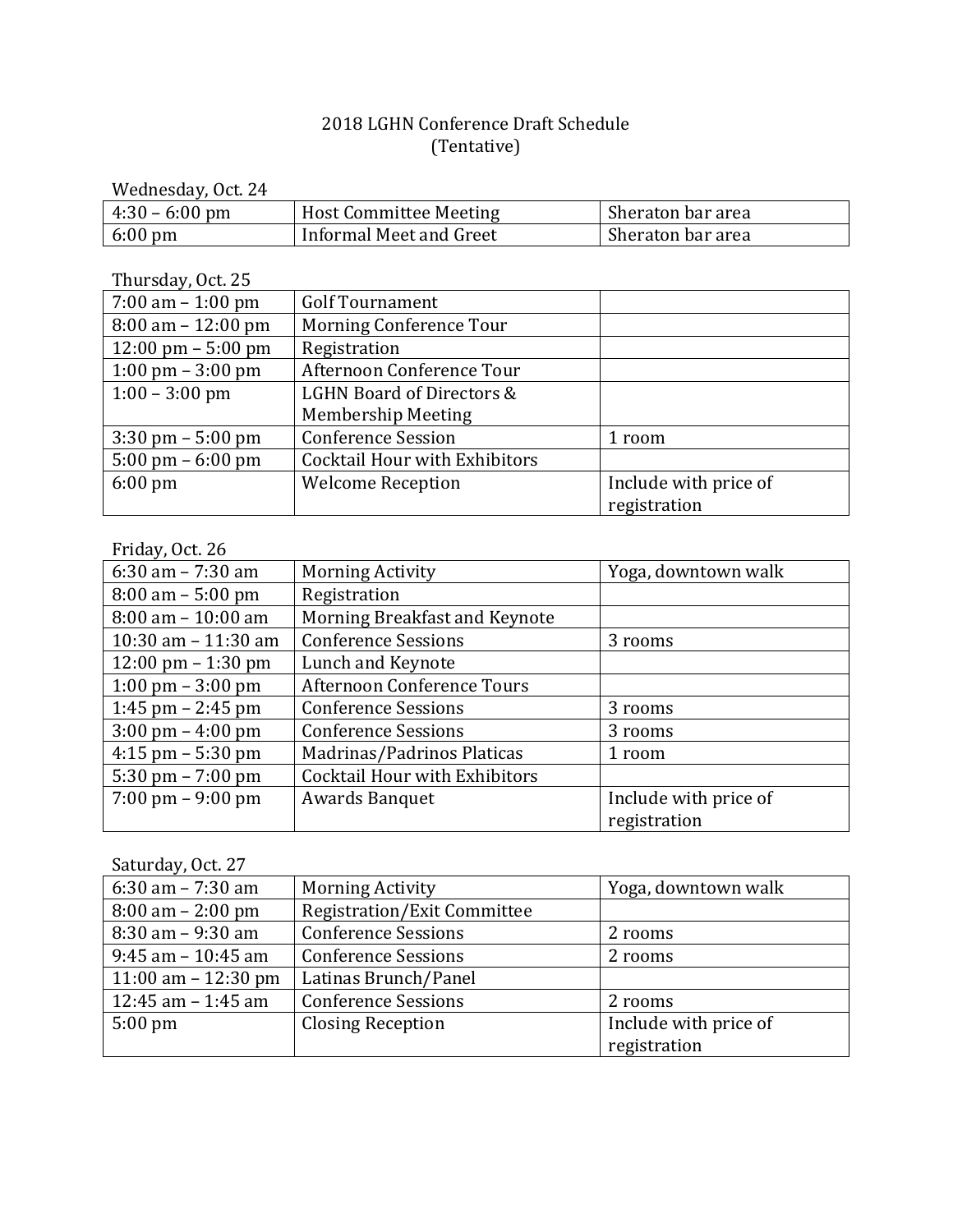# 2018 LGHN Conference Draft Schedule
(Tentative)

Wednesday, Oct. 24

| | | |
|---|---|---|
| 4:30 – 6:00 pm | Host Committee Meeting | Sheraton bar area |
| 6:00 pm | Informal Meet and Greet | Sheraton bar area |

Thursday, Oct. 25

| | | |
|---|---|---|
| 7:00 am – 1:00 pm | Golf Tournament | |
| 8:00 am – 12:00 pm | Morning Conference Tour | |
| 12:00 pm – 5:00 pm | Registration | |
| 1:00 pm – 3:00 pm | Afternoon Conference Tour | |
| 1:00 – 3:00 pm | LGHN Board of Directors & Membership Meeting | |
| 3:30 pm – 5:00 pm | Conference Session | 1 room |
| 5:00 pm – 6:00 pm | Cocktail Hour with Exhibitors | |
| 6:00 pm | Welcome Reception | Include with price of registration |

Friday, Oct. 26

| | | |
|---|---|---|
| 6:30 am – 7:30 am | Morning Activity | Yoga, downtown walk |
| 8:00 am – 5:00 pm | Registration | |
| 8:00 am – 10:00 am | Morning Breakfast and Keynote | |
| 10:30 am – 11:30 am | Conference Sessions | 3 rooms |
| 12:00 pm – 1:30 pm | Lunch and Keynote | |
| 1:00 pm – 3:00 pm | Afternoon Conference Tours | |
| 1:45 pm – 2:45 pm | Conference Sessions | 3 rooms |
| 3:00 pm – 4:00 pm | Conference Sessions | 3 rooms |
| 4:15 pm – 5:30 pm | Madrinas/Padrinos Platicas | 1 room |
| 5:30 pm – 7:00 pm | Cocktail Hour with Exhibitors | |
| 7:00 pm – 9:00 pm | Awards Banquet | Include with price of registration |

Saturday, Oct. 27

| | | |
|---|---|---|
| 6:30 am – 7:30 am | Morning Activity | Yoga, downtown walk |
| 8:00 am – 2:00 pm | Registration/Exit Committee | |
| 8:30 am – 9:30 am | Conference Sessions | 2 rooms |
| 9:45 am – 10:45 am | Conference Sessions | 2 rooms |
| 11:00 am – 12:30 pm | Latinas Brunch/Panel | |
| 12:45 am – 1:45 am | Conference Sessions | 2 rooms |
| 5:00 pm | Closing Reception | Include with price of registration |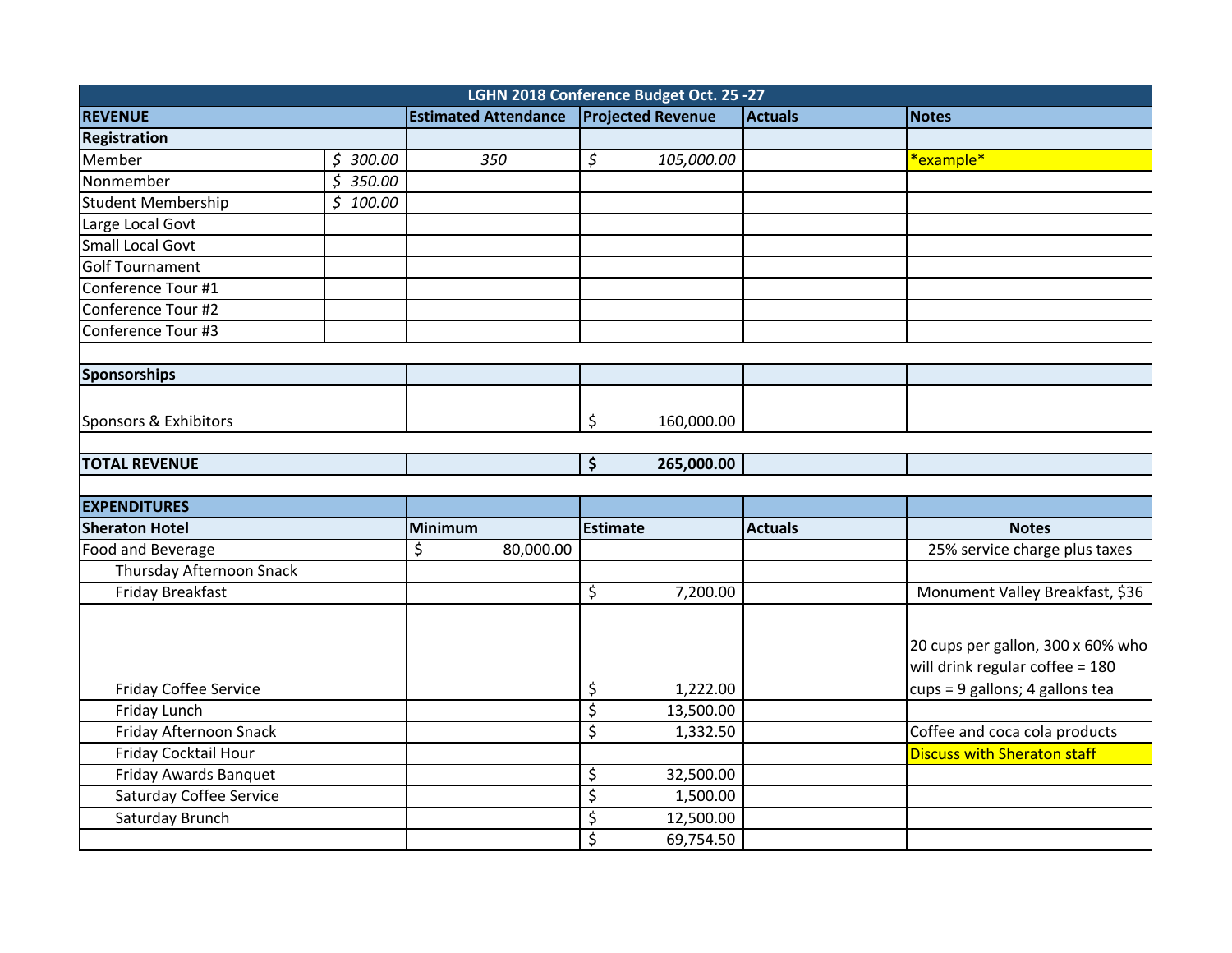| LGHN 2018 Conference Budget Oct. 25 -27 | | | | | |
|---|---|---|---|---|---|
| **REVENUE** | | **Estimated Attendance** | **Projected Revenue** | **Actuals** | **Notes** |
| **Registration** | | | | | |
| Member | *$ 300.00* | *350* | *$ 105,000.00* | | *example* |
| Nonmember | *$ 350.00* | | | | |
| Student Membership | *$ 100.00* | | | | |
| Large Local Govt | | | | | |
| Small Local Govt | | | | | |
| Golf Tournament | | | | | |
| Conference Tour #1 | | | | | |
| Conference Tour #2 | | | | | |
| Conference Tour #3 | | | | | |
| | | | | | |
| **Sponsorships** | | | | | |
| Sponsors & Exhibitors | | | $ 160,000.00 | | |
| | | | | | |
| **TOTAL REVENUE** | | | **$ 265,000.00** | | |
| | | | | | |
| **EXPENDITURES** | | | | | |
| **Sheraton Hotel** | | **Minimum** | **Estimate** | **Actuals** | **Notes** |
| Food and Beverage | | $ 80,000.00 | | | 25% service charge plus taxes |
| Thursday Afternoon Snack | | | | | |
| Friday Breakfast | | | $ 7,200.00 | | Monument Valley Breakfast, $36 |
| Friday Coffee Service | | | $ 1,222.00 | | 20 cups per gallon, 300 x 60% who will drink regular coffee = 180 cups = 9 gallons; 4 gallons tea |
| Friday Lunch | | | $ 13,500.00 | | |
| Friday Afternoon Snack | | | $ 1,332.50 | | Coffee and coca cola products |
| Friday Cocktail Hour | | | | | Discuss with Sheraton staff |
| Friday Awards Banquet | | | $ 32,500.00 | | |
| Saturday Coffee Service | | | $ 1,500.00 | | |
| Saturday Brunch | | | $ 12,500.00 | | |
| | | | $ 69,754.50 | | |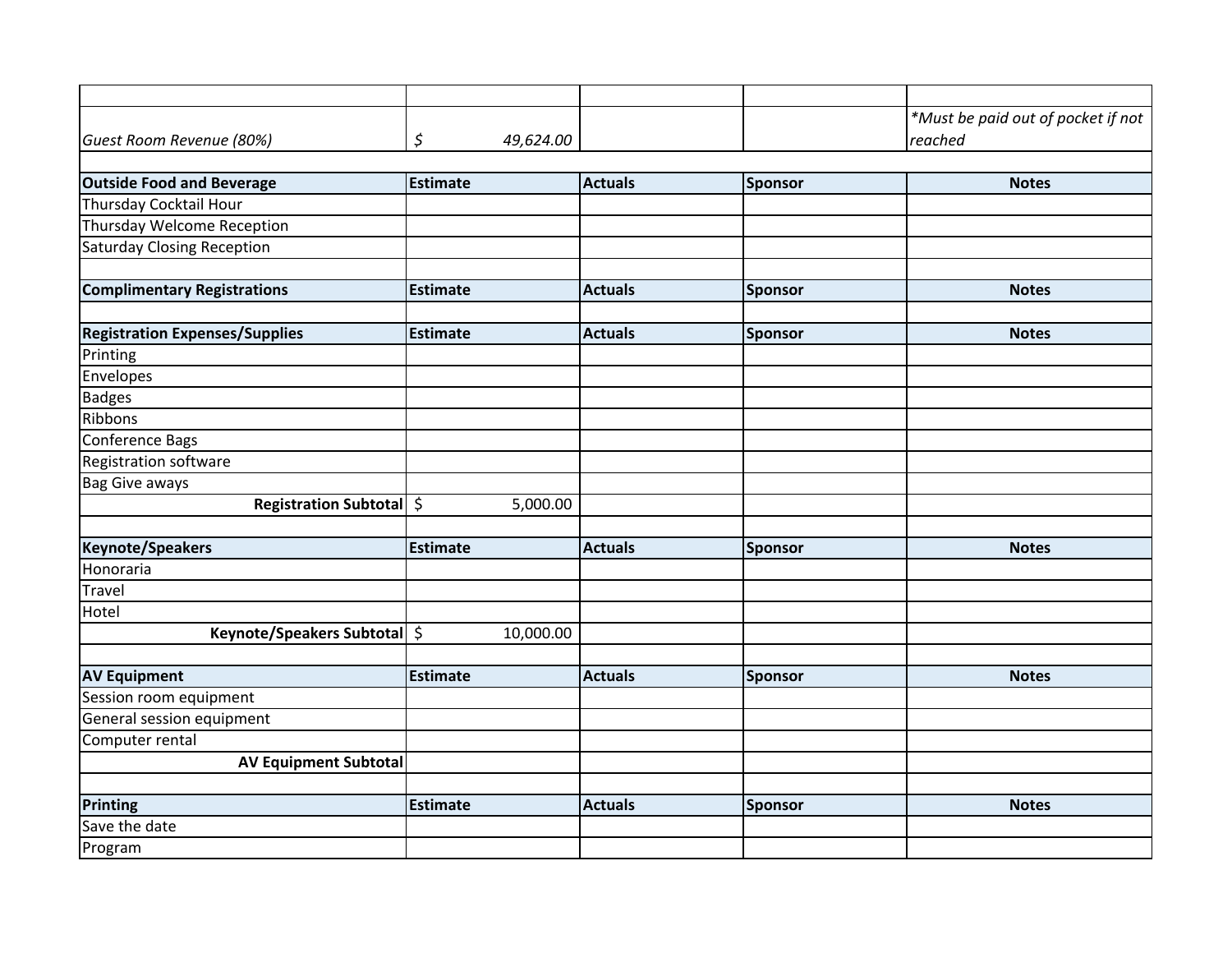| | | | | |
|---|---|---|---|---|
| *Guest Room Revenue (80%)* | *$ 49,624.00* | | | *\*Must be paid out of pocket if not reached* |
| | | | | |
| **Outside Food and Beverage** | **Estimate** | **Actuals** | **Sponsor** | **Notes** |
| Thursday Cocktail Hour | | | | |
| Thursday Welcome Reception | | | | |
| Saturday Closing Reception | | | | |
| | | | | |
| **Complimentary Registrations** | **Estimate** | **Actuals** | **Sponsor** | **Notes** |
| | | | | |
| **Registration Expenses/Supplies** | **Estimate** | **Actuals** | **Sponsor** | **Notes** |
| Printing | | | | |
| Envelopes | | | | |
| Badges | | | | |
| Ribbons | | | | |
| Conference Bags | | | | |
| Registration software | | | | |
| Bag Give aways | | | | |
| **Registration Subtotal** | $ 5,000.00 | | | |
| | | | | |
| **Keynote/Speakers** | **Estimate** | **Actuals** | **Sponsor** | **Notes** |
| Honoraria | | | | |
| Travel | | | | |
| Hotel | | | | |
| **Keynote/Speakers Subtotal** | $ 10,000.00 | | | |
| | | | | |
| **AV Equipment** | **Estimate** | **Actuals** | **Sponsor** | **Notes** |
| Session room equipment | | | | |
| General session equipment | | | | |
| Computer rental | | | | |
| **AV Equipment Subtotal** | | | | |
| | | | | |
| **Printing** | **Estimate** | **Actuals** | **Sponsor** | **Notes** |
| Save the date | | | | |
| Program | | | | |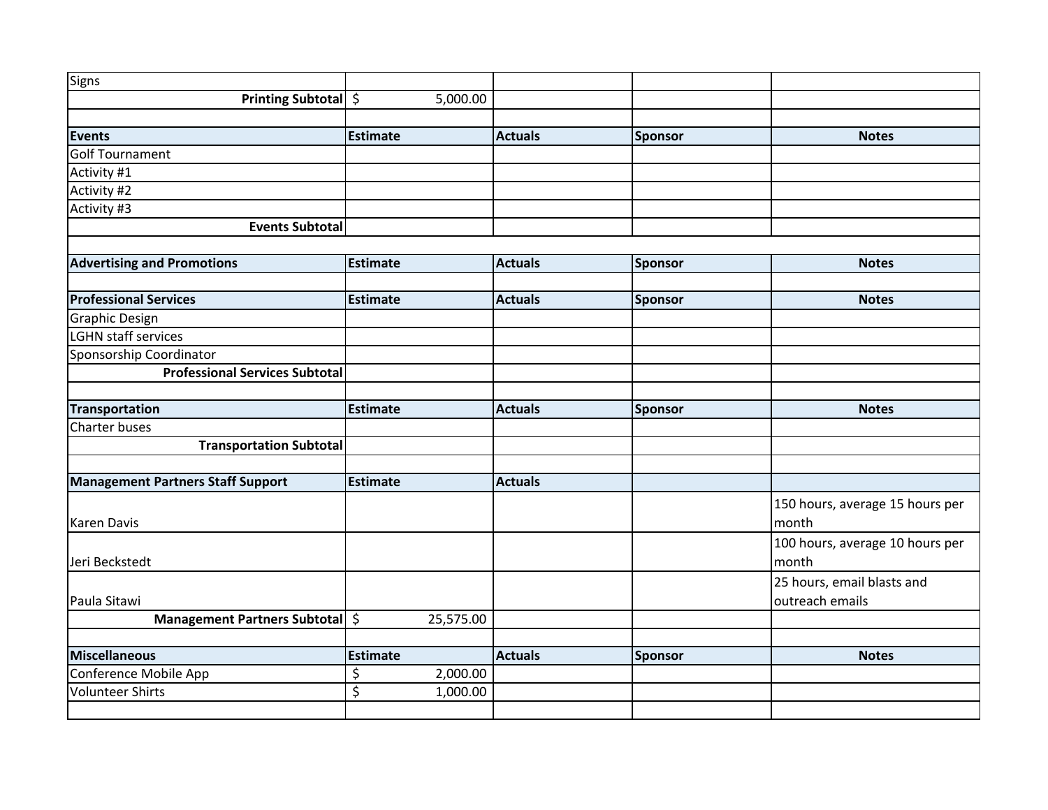| Signs | | | | |
|---|---|---|---|---|
| **Printing Subtotal** | $ 5,000.00 | | | |
| | | | | |
| **Events** | **Estimate** | **Actuals** | **Sponsor** | **Notes** |
| Golf Tournament | | | | |
| Activity #1 | | | | |
| Activity #2 | | | | |
| Activity #3 | | | | |
| **Events Subtotal** | | | | |
| | | | | |
| **Advertising and Promotions** | **Estimate** | **Actuals** | **Sponsor** | **Notes** |
| | | | | |
| **Professional Services** | **Estimate** | **Actuals** | **Sponsor** | **Notes** |
| Graphic Design | | | | |
| LGHN staff services | | | | |
| Sponsorship Coordinator | | | | |
| **Professional Services Subtotal** | | | | |
| | | | | |
| **Transportation** | **Estimate** | **Actuals** | **Sponsor** | **Notes** |
| Charter buses | | | | |
| **Transportation Subtotal** | | | | |
| | | | | |
| **Management Partners Staff Support** | **Estimate** | **Actuals** | | |
| Karen Davis | | | | 150 hours, average 15 hours per month |
| Jeri Beckstedt | | | | 100 hours, average 10 hours per month |
| Paula Sitawi | | | | 25 hours, email blasts and outreach emails |
| **Management Partners Subtotal** | $ 25,575.00 | | | |
| | | | | |
| **Miscellaneous** | **Estimate** | **Actuals** | **Sponsor** | **Notes** |
| Conference Mobile App | $ 2,000.00 | | | |
| Volunteer Shirts | $ 1,000.00 | | | |
| | | | | |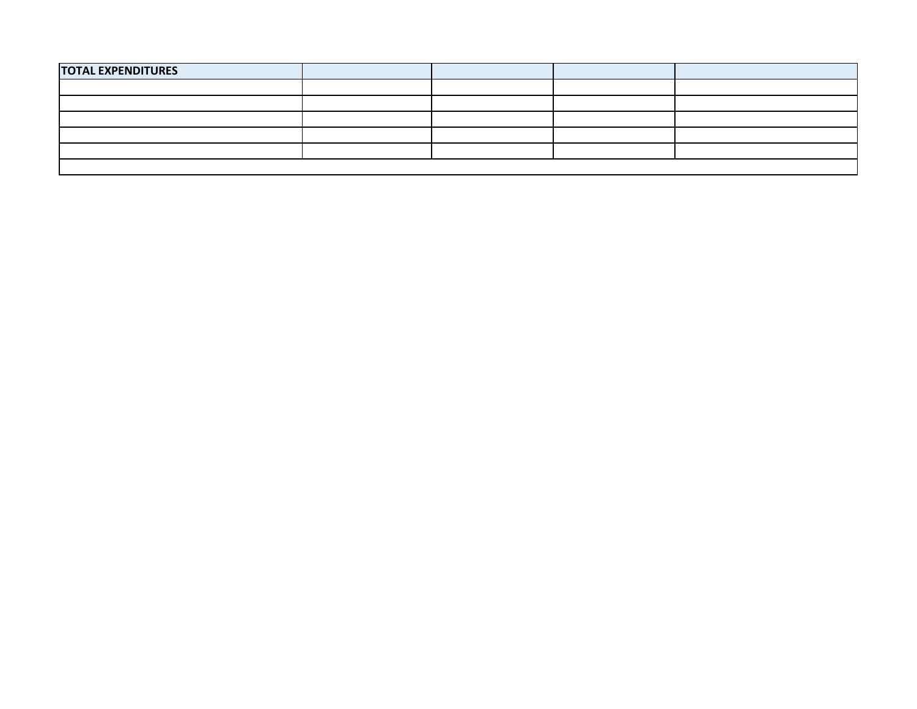| TOTAL EXPENDITURES | | | | |
|---|---|---|---|---|
| | | | | |
| | | | | |
| | | | | |
| | | | | |
| | | | | |
| | | | | |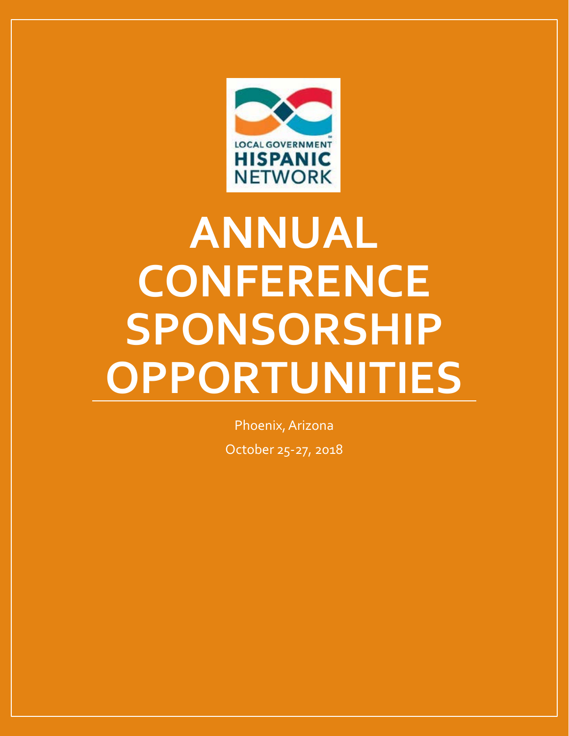LOCAL GOVERNMENT HISPANIC NETWORK

# ANNUAL CONFERENCE SPONSORSHIP OPPORTUNITIES

Phoenix, Arizona

October 25-27, 2018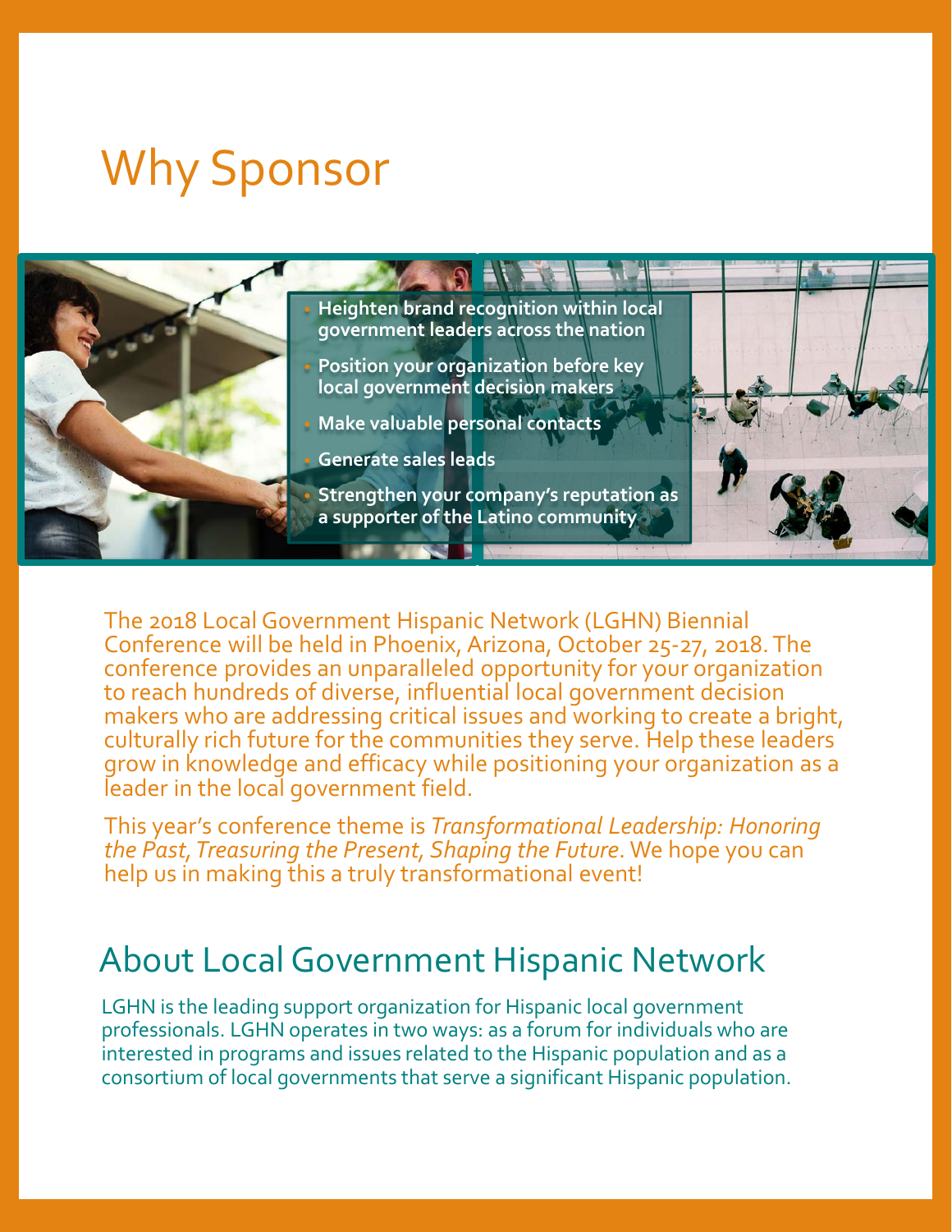# Why Sponsor

- Heighten brand recognition within local government leaders across the nation
- Position your organization before key local government decision makers
- Make valuable personal contacts
- Generate sales leads
- Strengthen your company's reputation as a supporter of the Latino community

The 2018 Local Government Hispanic Network (LGHN) Biennial Conference will be held in Phoenix, Arizona, October 25-27, 2018. The conference provides an unparalleled opportunity for your organization to reach hundreds of diverse, influential local government decision makers who are addressing critical issues and working to create a bright, culturally rich future for the communities they serve. Help these leaders grow in knowledge and efficacy while positioning your organization as a leader in the local government field.

This year's conference theme is *Transformational Leadership: Honoring the Past, Treasuring the Present, Shaping the Future*. We hope you can help us in making this a truly transformational event!

## About Local Government Hispanic Network

LGHN is the leading support organization for Hispanic local government professionals. LGHN operates in two ways: as a forum for individuals who are interested in programs and issues related to the Hispanic population and as a consortium of local governments that serve a significant Hispanic population.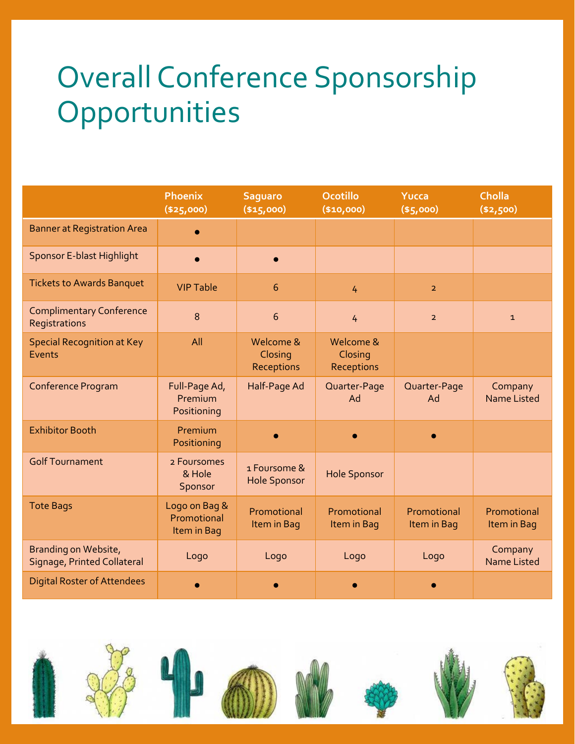# Overall Conference Sponsorship Opportunities

| | Phoenix ($25,000) | Saguaro ($15,000) | Ocotillo ($10,000) | Yucca ($5,000) | Cholla ($2,500) |
|---|---|---|---|---|---|
| Banner at Registration Area | • | | | | |
| Sponsor E-blast Highlight | • | • | | | |
| Tickets to Awards Banquet | VIP Table | 6 | 4 | 2 | |
| Complimentary Conference Registrations | 8 | 6 | 4 | 2 | 1 |
| Special Recognition at Key Events | All | Welcome & Closing Receptions | Welcome & Closing Receptions | | |
| Conference Program | Full-Page Ad, Premium Positioning | Half-Page Ad | Quarter-Page Ad | Quarter-Page Ad | Company Name Listed |
| Exhibitor Booth | Premium Positioning | • | • | • | |
| Golf Tournament | 2 Foursomes & Hole Sponsor | 1 Foursome & Hole Sponsor | Hole Sponsor | | |
| Tote Bags | Logo on Bag & Promotional Item in Bag | Promotional Item in Bag | Promotional Item in Bag | Promotional Item in Bag | Promotional Item in Bag |
| Branding on Website, Signage, Printed Collateral | Logo | Logo | Logo | Logo | Company Name Listed |
| Digital Roster of Attendees | • | • | • | • | |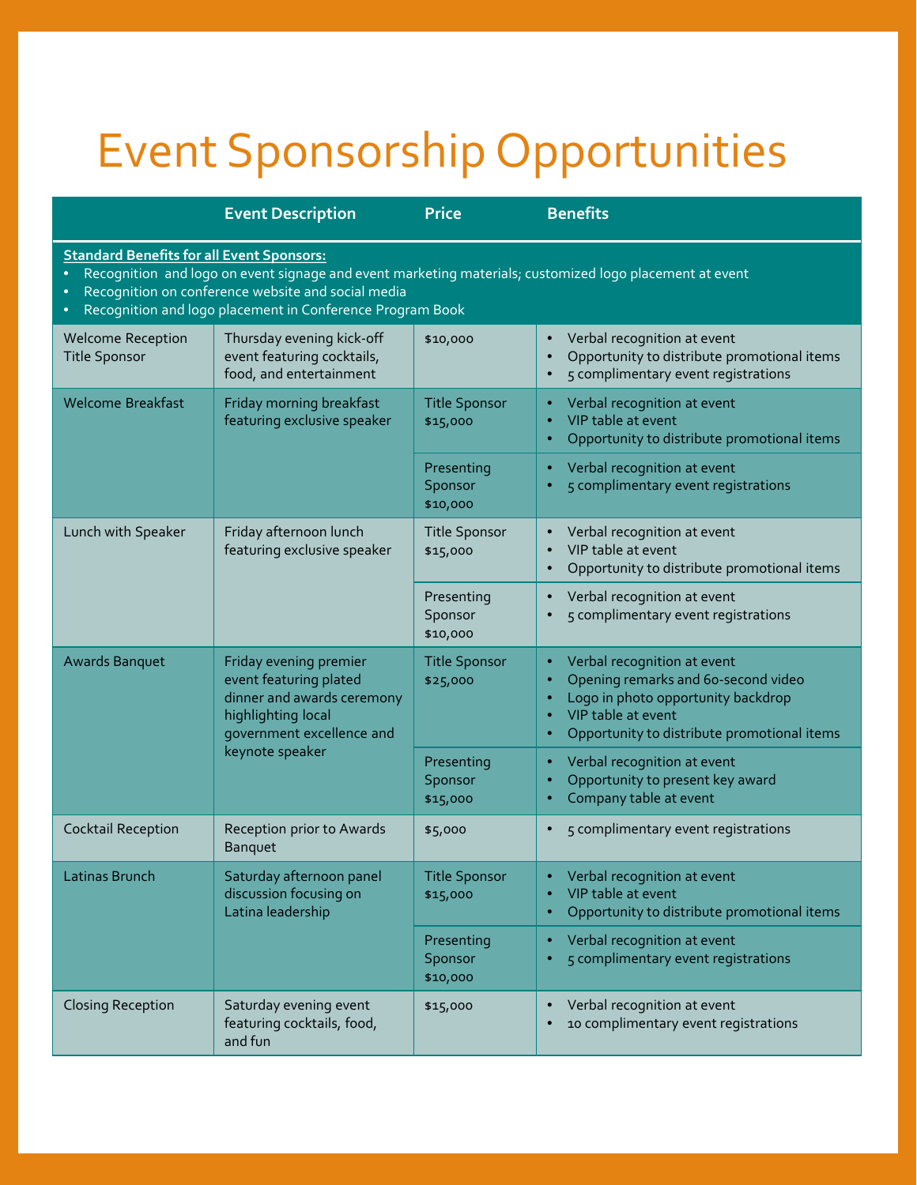# Event Sponsorship Opportunities

| | Event Description | Price | Benefits |
|---|---|---|---|
| **Standard Benefits for all Event Sponsors:**<br>• Recognition and logo on event signage and event marketing materials; customized logo placement at event<br>• Recognition on conference website and social media<br>• Recognition and logo placement in Conference Program Book | | | |
| Welcome Reception Title Sponsor | Thursday evening kick-off event featuring cocktails, food, and entertainment | $10,000 | • Verbal recognition at event<br>• Opportunity to distribute promotional items<br>• 5 complimentary event registrations |
| Welcome Breakfast | Friday morning breakfast featuring exclusive speaker | Title Sponsor $15,000 | • Verbal recognition at event<br>• VIP table at event<br>• Opportunity to distribute promotional items |
| | | Presenting Sponsor $10,000 | • Verbal recognition at event<br>• 5 complimentary event registrations |
| Lunch with Speaker | Friday afternoon lunch featuring exclusive speaker | Title Sponsor $15,000 | • Verbal recognition at event<br>• VIP table at event<br>• Opportunity to distribute promotional items |
| | | Presenting Sponsor $10,000 | • Verbal recognition at event<br>• 5 complimentary event registrations |
| Awards Banquet | Friday evening premier event featuring plated dinner and awards ceremony highlighting local government excellence and keynote speaker | Title Sponsor $25,000 | • Verbal recognition at event<br>• Opening remarks and 60-second video<br>• Logo in photo opportunity backdrop<br>• VIP table at event<br>• Opportunity to distribute promotional items |
| | | Presenting Sponsor $15,000 | • Verbal recognition at event<br>• Opportunity to present key award<br>• Company table at event |
| Cocktail Reception | Reception prior to Awards Banquet | $5,000 | • 5 complimentary event registrations |
| Latinas Brunch | Saturday afternoon panel discussion focusing on Latina leadership | Title Sponsor $15,000 | • Verbal recognition at event<br>• VIP table at event<br>• Opportunity to distribute promotional items |
| | | Presenting Sponsor $10,000 | • Verbal recognition at event<br>• 5 complimentary event registrations |
| Closing Reception | Saturday evening event featuring cocktails, food, and fun | $15,000 | • Verbal recognition at event<br>• 10 complimentary event registrations |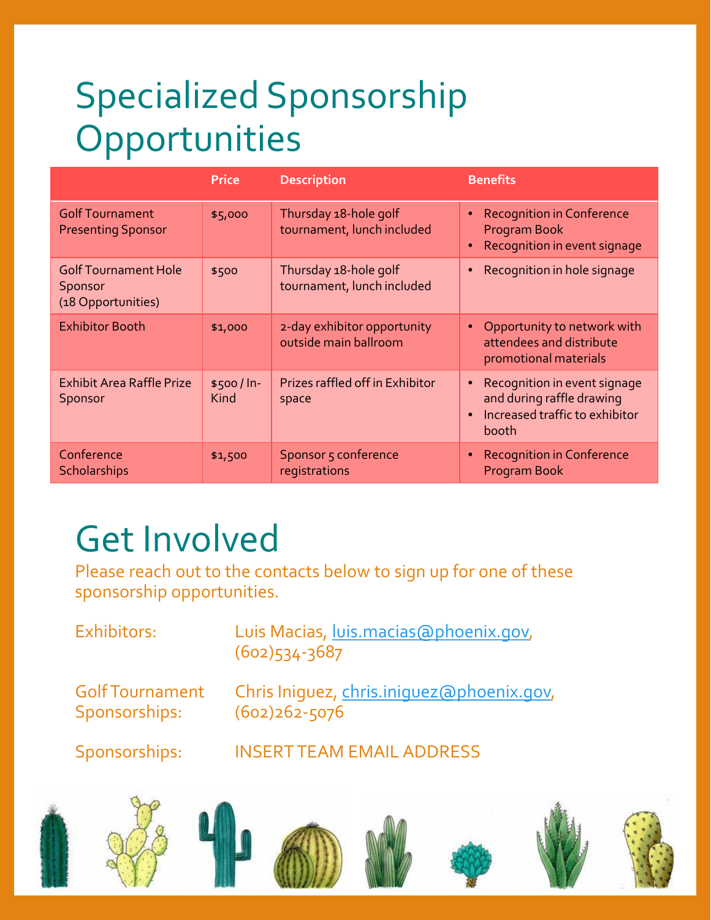# Specialized Sponsorship Opportunities

| | Price | Description | Benefits |
|---|---|---|---|
| Golf Tournament Presenting Sponsor | $5,000 | Thursday 18-hole golf tournament, lunch included | • Recognition in Conference Program Book<br>• Recognition in event signage |
| Golf Tournament Hole Sponsor (18 Opportunities) | $500 | Thursday 18-hole golf tournament, lunch included | • Recognition in hole signage |
| Exhibitor Booth | $1,000 | 2-day exhibitor opportunity outside main ballroom | • Opportunity to network with attendees and distribute promotional materials |
| Exhibit Area Raffle Prize Sponsor | $500 / In-Kind | Prizes raffled off in Exhibitor space | • Recognition in event signage and during raffle drawing<br>• Increased traffic to exhibitor booth |
| Conference Scholarships | $1,500 | Sponsor 5 conference registrations | • Recognition in Conference Program Book |

# Get Involved

Please reach out to the contacts below to sign up for one of these sponsorship opportunities.

Exhibitors: Luis Macias, luis.macias@phoenix.gov, (602)534-3687

Golf Tournament Sponsorships: Chris Iniguez, chris.iniguez@phoenix.gov, (602)262-5076

Sponsorships: INSERT TEAM EMAIL ADDRESS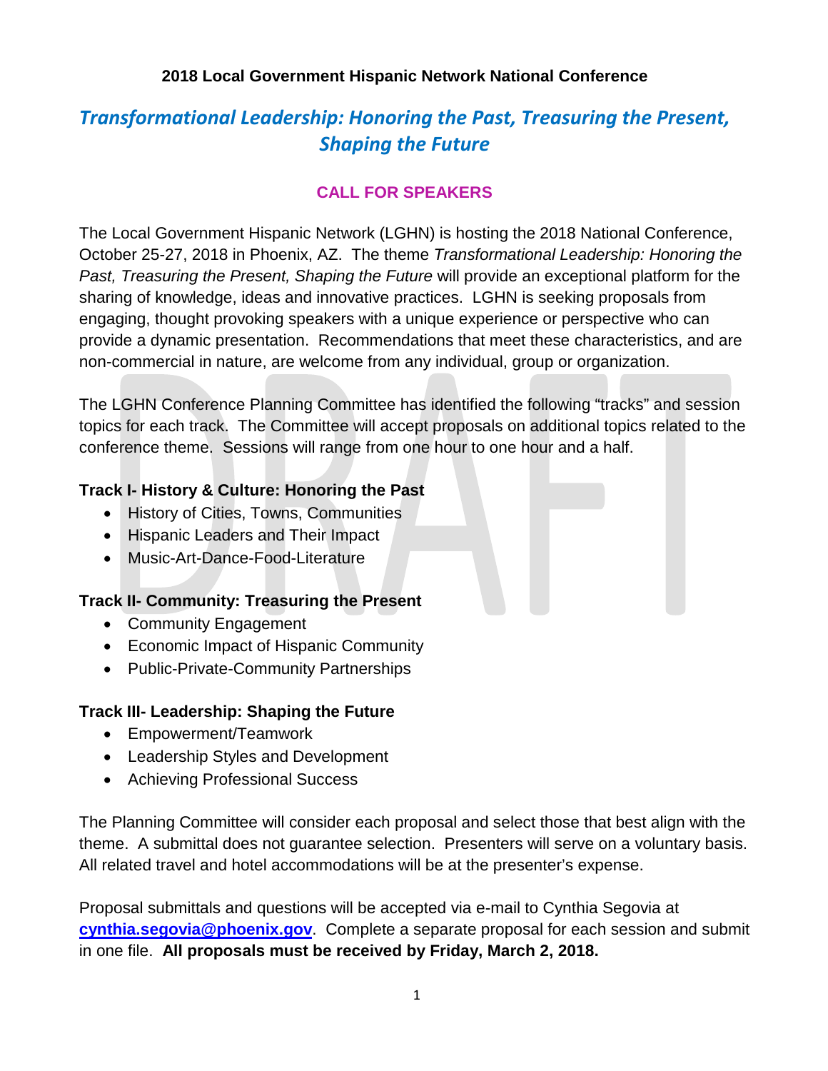**2018 Local Government Hispanic Network National Conference**

## *Transformational Leadership: Honoring the Past, Treasuring the Present, Shaping the Future*

### CALL FOR SPEAKERS

The Local Government Hispanic Network (LGHN) is hosting the 2018 National Conference, October 25-27, 2018 in Phoenix, AZ. The theme *Transformational Leadership: Honoring the Past, Treasuring the Present, Shaping the Future* will provide an exceptional platform for the sharing of knowledge, ideas and innovative practices. LGHN is seeking proposals from engaging, thought provoking speakers with a unique experience or perspective who can provide a dynamic presentation. Recommendations that meet these characteristics, and are non-commercial in nature, are welcome from any individual, group or organization.

The LGHN Conference Planning Committee has identified the following "tracks" and session topics for each track. The Committee will accept proposals on additional topics related to the conference theme. Sessions will range from one hour to one hour and a half.

**Track I- History & Culture: Honoring the Past**

- History of Cities, Towns, Communities
- Hispanic Leaders and Their Impact
- Music-Art-Dance-Food-Literature

**Track II- Community: Treasuring the Present**

- Community Engagement
- Economic Impact of Hispanic Community
- Public-Private-Community Partnerships

**Track III- Leadership: Shaping the Future**

- Empowerment/Teamwork
- Leadership Styles and Development
- Achieving Professional Success

The Planning Committee will consider each proposal and select those that best align with the theme. A submittal does not guarantee selection. Presenters will serve on a voluntary basis. All related travel and hotel accommodations will be at the presenter's expense.

Proposal submittals and questions will be accepted via e-mail to Cynthia Segovia at **cynthia.segovia@phoenix.gov**. Complete a separate proposal for each session and submit in one file. **All proposals must be received by Friday, March 2, 2018.**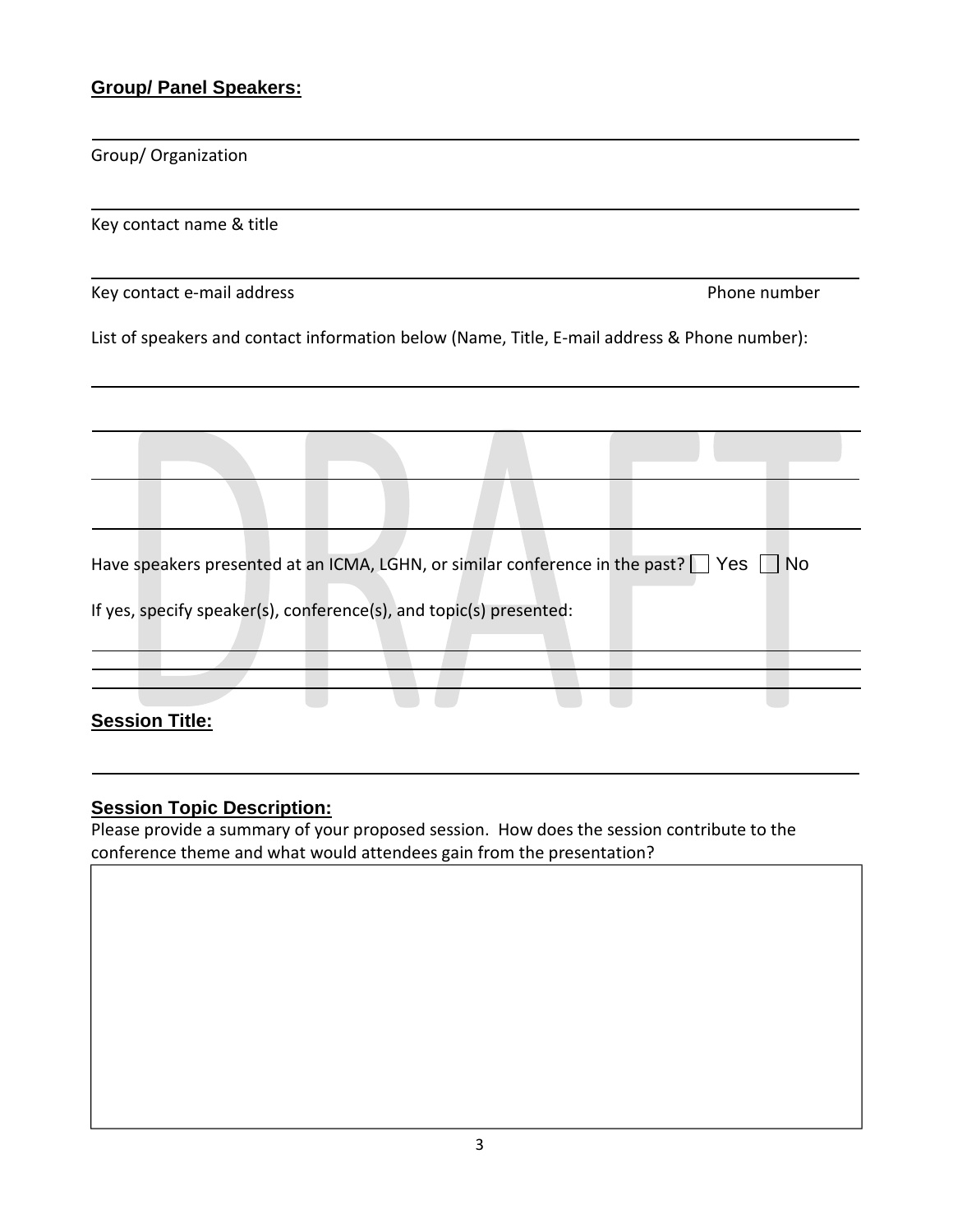## Group/ Panel Speakers:

Group/ Organization

Key contact name & title

Key contact e-mail address Phone number

List of speakers and contact information below (Name, Title, E-mail address & Phone number):

Have speakers presented at an ICMA, LGHN, or similar conference in the past? ☐ Yes ☐ No

If yes, specify speaker(s), conference(s), and topic(s) presented:

## Session Title:

## Session Topic Description:

Please provide a summary of your proposed session. How does the session contribute to the conference theme and what would attendees gain from the presentation?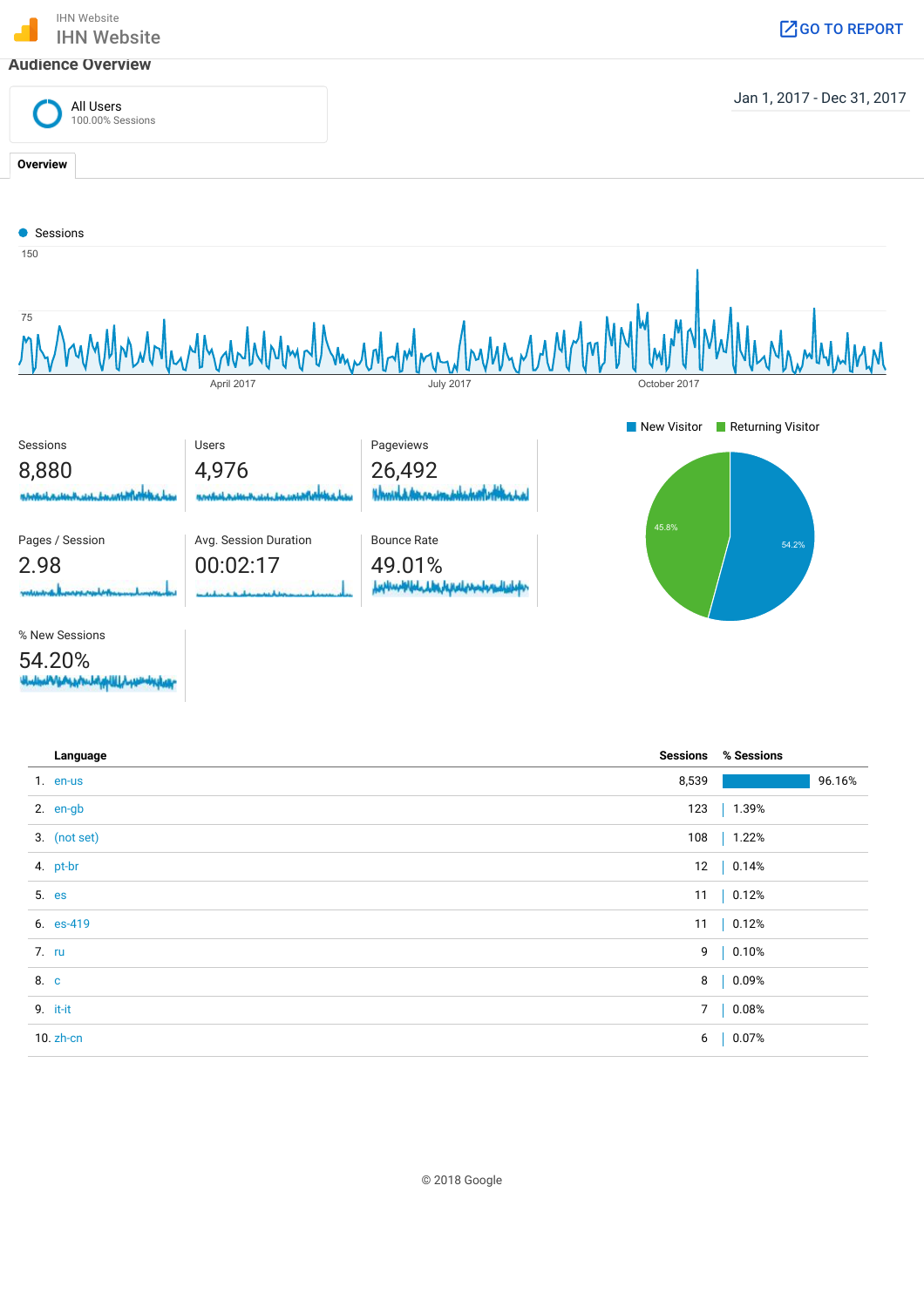IHN Website

# IHN Website

GO TO REPORT

## Audience Overview

All Users
100.00% Sessions

Jan 1, 2017 - Dec 31, 2017

**Overview**

Sessions

150

75

April 2017 | July 2017 | October 2017

| Metric | Value |
|---|---|
| Sessions | 8,880 |
| Users | 4,976 |
| Pageviews | 26,492 |
| Pages / Session | 2.98 |
| Avg. Session Duration | 00:02:17 |
| Bounce Rate | 49.01% |
| % New Sessions | 54.20% |

New Visitor | Returning Visitor

45.8%

54.2%

| | Language | Sessions | % Sessions |
|---|---|---|---|
| 1. | en-us | 8,539 | 96.16% |
| 2. | en-gb | 123 | 1.39% |
| 3. | (not set) | 108 | 1.22% |
| 4. | pt-br | 12 | 0.14% |
| 5. | es | 11 | 0.12% |
| 6. | es-419 | 11 | 0.12% |
| 7. | ru | 9 | 0.10% |
| 8. | c | 8 | 0.09% |
| 9. | it-it | 7 | 0.08% |
| 10. | zh-cn | 6 | 0.07% |

© 2018 Google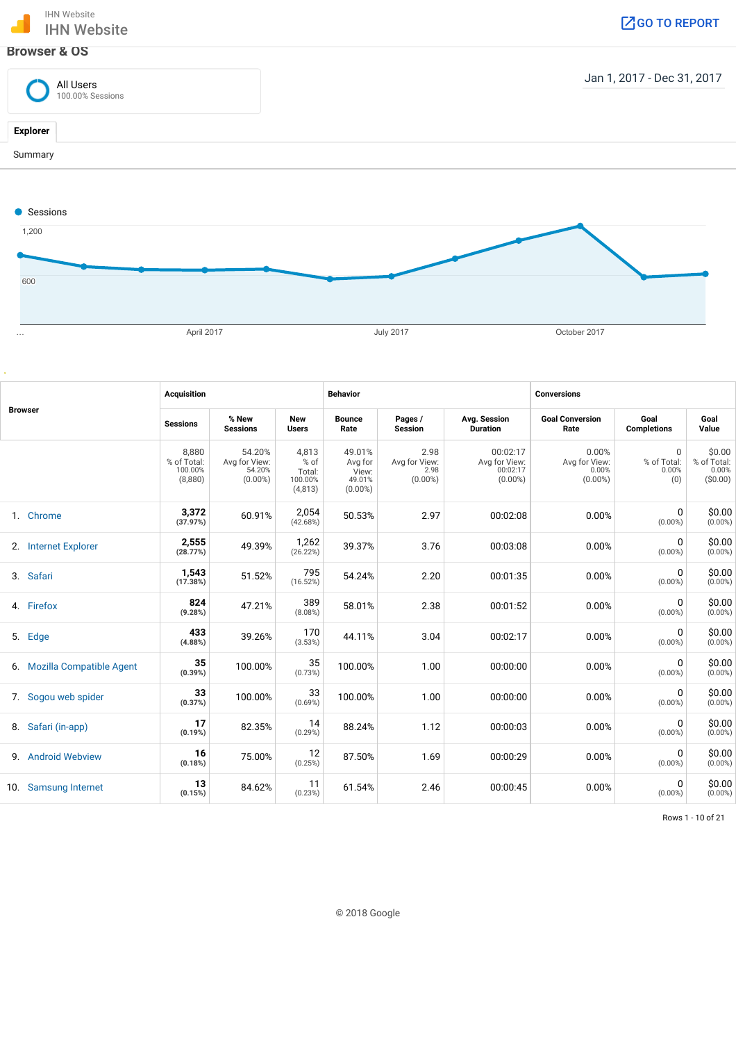IHN Website

# IHN Website

GO TO REPORT

## Browser & OS

All Users
100.00% Sessions

Jan 1, 2017 - Dec 31, 2017

Explorer

Summary

Sessions

1,200

600

... April 2017 July 2017 October 2017

| Browser | Acquisition | | | Behavior | | | Conversions | | |
|---|---|---|---|---|---|---|---|---|---|
| | Sessions | % New Sessions | New Users | Bounce Rate | Pages / Session | Avg. Session Duration | Goal Conversion Rate | Goal Completions | Goal Value |
| | 8,880 % of Total: 100.00% (8,880) | 54.20% Avg for View: 54.20% (0.00%) | 4,813 % of Total: 100.00% (4,813) | 49.01% Avg for View: 49.01% (0.00%) | 2.98 Avg for View: 2.98 (0.00%) | 00:02:17 Avg for View: 00:02:17 (0.00%) | 0.00% Avg for View: 0.00% (0.00%) | 0 % of Total: 0.00% (0) | $0.00 % of Total: 0.00% ($0.00) |
| 1. Chrome | 3,372 (37.97%) | 60.91% | 2,054 (42.68%) | 50.53% | 2.97 | 00:02:08 | 0.00% | 0 (0.00%) | $0.00 (0.00%) |
| 2. Internet Explorer | 2,555 (28.77%) | 49.39% | 1,262 (26.22%) | 39.37% | 3.76 | 00:03:08 | 0.00% | 0 (0.00%) | $0.00 (0.00%) |
| 3. Safari | 1,543 (17.38%) | 51.52% | 795 (16.52%) | 54.24% | 2.20 | 00:01:35 | 0.00% | 0 (0.00%) | $0.00 (0.00%) |
| 4. Firefox | 824 (9.28%) | 47.21% | 389 (8.08%) | 58.01% | 2.38 | 00:01:52 | 0.00% | 0 (0.00%) | $0.00 (0.00%) |
| 5. Edge | 433 (4.88%) | 39.26% | 170 (3.53%) | 44.11% | 3.04 | 00:02:17 | 0.00% | 0 (0.00%) | $0.00 (0.00%) |
| 6. Mozilla Compatible Agent | 35 (0.39%) | 100.00% | 35 (0.73%) | 100.00% | 1.00 | 00:00:00 | 0.00% | 0 (0.00%) | $0.00 (0.00%) |
| 7. Sogou web spider | 33 (0.37%) | 100.00% | 33 (0.69%) | 100.00% | 1.00 | 00:00:00 | 0.00% | 0 (0.00%) | $0.00 (0.00%) |
| 8. Safari (in-app) | 17 (0.19%) | 82.35% | 14 (0.29%) | 88.24% | 1.12 | 00:00:03 | 0.00% | 0 (0.00%) | $0.00 (0.00%) |
| 9. Android Webview | 16 (0.18%) | 75.00% | 12 (0.25%) | 87.50% | 1.69 | 00:00:29 | 0.00% | 0 (0.00%) | $0.00 (0.00%) |
| 10. Samsung Internet | 13 (0.15%) | 84.62% | 11 (0.23%) | 61.54% | 2.46 | 00:00:45 | 0.00% | 0 (0.00%) | $0.00 (0.00%) |

Rows 1 - 10 of 21

© 2018 Google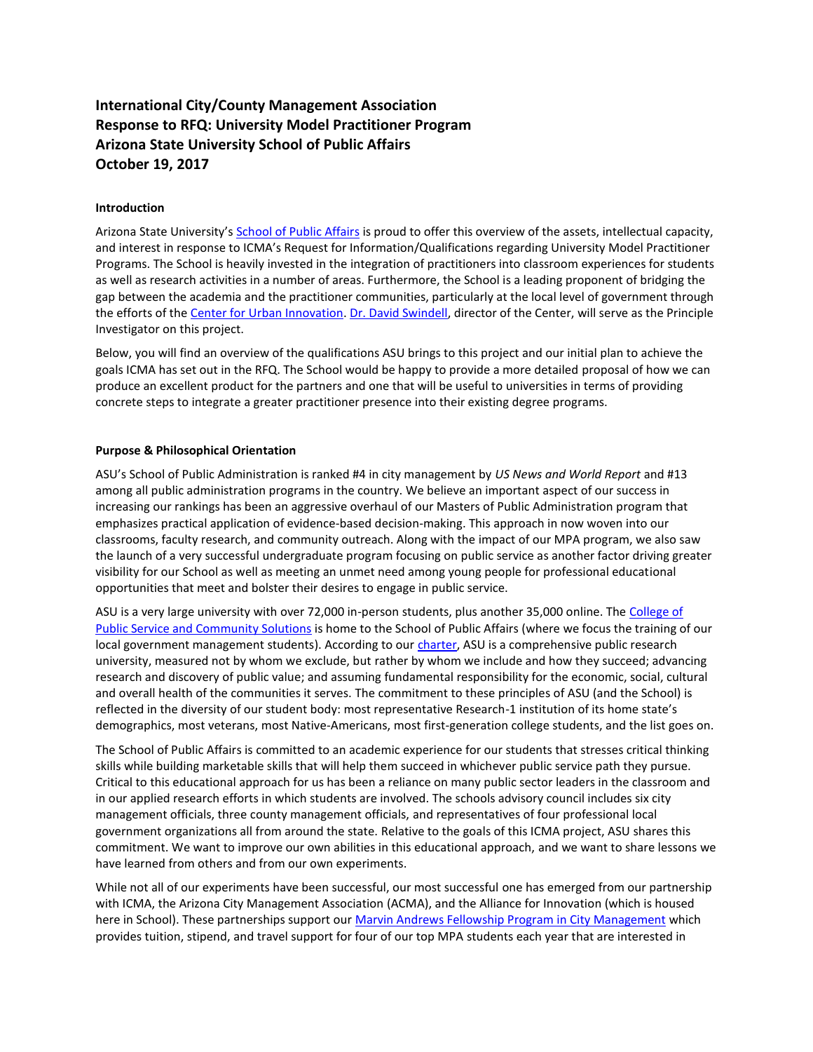**International City/County Management Association**
**Response to RFQ: University Model Practitioner Program**
**Arizona State University School of Public Affairs**
**October 19, 2017**

**Introduction**

Arizona State University's School of Public Affairs is proud to offer this overview of the assets, intellectual capacity, and interest in response to ICMA's Request for Information/Qualifications regarding University Model Practitioner Programs. The School is heavily invested in the integration of practitioners into classroom experiences for students as well as research activities in a number of areas. Furthermore, the School is a leading proponent of bridging the gap between the academia and the practitioner communities, particularly at the local level of government through the efforts of the Center for Urban Innovation. Dr. David Swindell, director of the Center, will serve as the Principle Investigator on this project.

Below, you will find an overview of the qualifications ASU brings to this project and our initial plan to achieve the goals ICMA has set out in the RFQ. The School would be happy to provide a more detailed proposal of how we can produce an excellent product for the partners and one that will be useful to universities in terms of providing concrete steps to integrate a greater practitioner presence into their existing degree programs.

**Purpose & Philosophical Orientation**

ASU's School of Public Administration is ranked #4 in city management by *US News and World Report* and #13 among all public administration programs in the country. We believe an important aspect of our success in increasing our rankings has been an aggressive overhaul of our Masters of Public Administration program that emphasizes practical application of evidence-based decision-making. This approach in now woven into our classrooms, faculty research, and community outreach. Along with the impact of our MPA program, we also saw the launch of a very successful undergraduate program focusing on public service as another factor driving greater visibility for our School as well as meeting an unmet need among young people for professional educational opportunities that meet and bolster their desires to engage in public service.

ASU is a very large university with over 72,000 in-person students, plus another 35,000 online. The College of Public Service and Community Solutions is home to the School of Public Affairs (where we focus the training of our local government management students). According to our charter, ASU is a comprehensive public research university, measured not by whom we exclude, but rather by whom we include and how they succeed; advancing research and discovery of public value; and assuming fundamental responsibility for the economic, social, cultural and overall health of the communities it serves. The commitment to these principles of ASU (and the School) is reflected in the diversity of our student body: most representative Research-1 institution of its home state's demographics, most veterans, most Native-Americans, most first-generation college students, and the list goes on.

The School of Public Affairs is committed to an academic experience for our students that stresses critical thinking skills while building marketable skills that will help them succeed in whichever public service path they pursue. Critical to this educational approach for us has been a reliance on many public sector leaders in the classroom and in our applied research efforts in which students are involved. The schools advisory council includes six city management officials, three county management officials, and representatives of four professional local government organizations all from around the state. Relative to the goals of this ICMA project, ASU shares this commitment. We want to improve our own abilities in this educational approach, and we want to share lessons we have learned from others and from our own experiments.

While not all of our experiments have been successful, our most successful one has emerged from our partnership with ICMA, the Arizona City Management Association (ACMA), and the Alliance for Innovation (which is housed here in School). These partnerships support our Marvin Andrews Fellowship Program in City Management which provides tuition, stipend, and travel support for four of our top MPA students each year that are interested in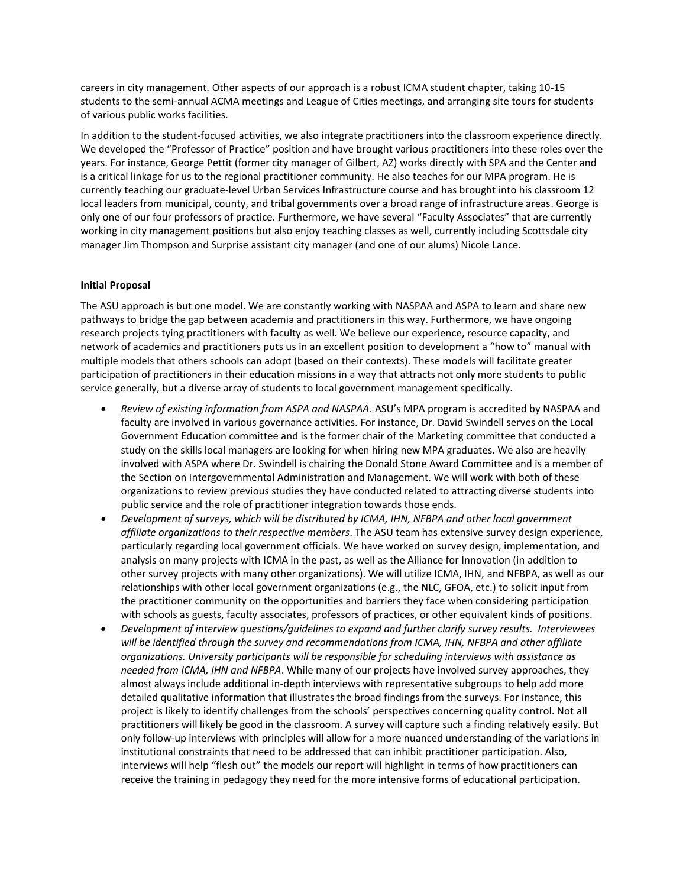careers in city management. Other aspects of our approach is a robust ICMA student chapter, taking 10-15 students to the semi-annual ACMA meetings and League of Cities meetings, and arranging site tours for students of various public works facilities.

In addition to the student-focused activities, we also integrate practitioners into the classroom experience directly. We developed the "Professor of Practice" position and have brought various practitioners into these roles over the years. For instance, George Pettit (former city manager of Gilbert, AZ) works directly with SPA and the Center and is a critical linkage for us to the regional practitioner community. He also teaches for our MPA program. He is currently teaching our graduate-level Urban Services Infrastructure course and has brought into his classroom 12 local leaders from municipal, county, and tribal governments over a broad range of infrastructure areas. George is only one of our four professors of practice. Furthermore, we have several "Faculty Associates" that are currently working in city management positions but also enjoy teaching classes as well, currently including Scottsdale city manager Jim Thompson and Surprise assistant city manager (and one of our alums) Nicole Lance.

**Initial Proposal**

The ASU approach is but one model. We are constantly working with NASPAA and ASPA to learn and share new pathways to bridge the gap between academia and practitioners in this way. Furthermore, we have ongoing research projects tying practitioners with faculty as well. We believe our experience, resource capacity, and network of academics and practitioners puts us in an excellent position to development a "how to" manual with multiple models that others schools can adopt (based on their contexts). These models will facilitate greater participation of practitioners in their education missions in a way that attracts not only more students to public service generally, but a diverse array of students to local government management specifically.

- *Review of existing information from ASPA and NASPAA*. ASU's MPA program is accredited by NASPAA and faculty are involved in various governance activities. For instance, Dr. David Swindell serves on the Local Government Education committee and is the former chair of the Marketing committee that conducted a study on the skills local managers are looking for when hiring new MPA graduates. We also are heavily involved with ASPA where Dr. Swindell is chairing the Donald Stone Award Committee and is a member of the Section on Intergovernmental Administration and Management. We will work with both of these organizations to review previous studies they have conducted related to attracting diverse students into public service and the role of practitioner integration towards those ends.
- *Development of surveys, which will be distributed by ICMA, IHN, NFBPA and other local government affiliate organizations to their respective members*. The ASU team has extensive survey design experience, particularly regarding local government officials. We have worked on survey design, implementation, and analysis on many projects with ICMA in the past, as well as the Alliance for Innovation (in addition to other survey projects with many other organizations). We will utilize ICMA, IHN, and NFBPA, as well as our relationships with other local government organizations (e.g., the NLC, GFOA, etc.) to solicit input from the practitioner community on the opportunities and barriers they face when considering participation with schools as guests, faculty associates, professors of practices, or other equivalent kinds of positions.
- *Development of interview questions/guidelines to expand and further clarify survey results. Interviewees will be identified through the survey and recommendations from ICMA, IHN, NFBPA and other affiliate organizations. University participants will be responsible for scheduling interviews with assistance as needed from ICMA, IHN and NFBPA*. While many of our projects have involved survey approaches, they almost always include additional in-depth interviews with representative subgroups to help add more detailed qualitative information that illustrates the broad findings from the surveys. For instance, this project is likely to identify challenges from the schools' perspectives concerning quality control. Not all practitioners will likely be good in the classroom. A survey will capture such a finding relatively easily. But only follow-up interviews with principles will allow for a more nuanced understanding of the variations in institutional constraints that need to be addressed that can inhibit practitioner participation. Also, interviews will help "flesh out" the models our report will highlight in terms of how practitioners can receive the training in pedagogy they need for the more intensive forms of educational participation.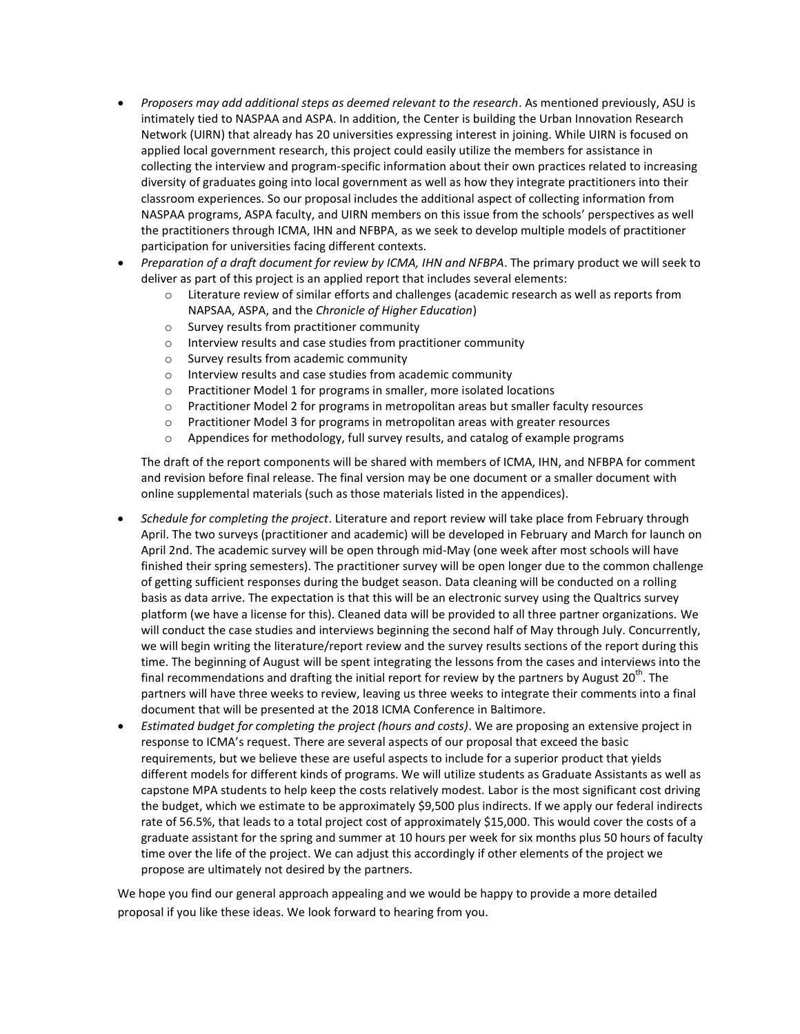- *Proposers may add additional steps as deemed relevant to the research*. As mentioned previously, ASU is intimately tied to NASPAA and ASPA. In addition, the Center is building the Urban Innovation Research Network (UIRN) that already has 20 universities expressing interest in joining. While UIRN is focused on applied local government research, this project could easily utilize the members for assistance in collecting the interview and program-specific information about their own practices related to increasing diversity of graduates going into local government as well as how they integrate practitioners into their classroom experiences. So our proposal includes the additional aspect of collecting information from NASPAA programs, ASPA faculty, and UIRN members on this issue from the schools' perspectives as well the practitioners through ICMA, IHN and NFBPA, as we seek to develop multiple models of practitioner participation for universities facing different contexts.
- *Preparation of a draft document for review by ICMA, IHN and NFBPA*. The primary product we will seek to deliver as part of this project is an applied report that includes several elements:
  - Literature review of similar efforts and challenges (academic research as well as reports from NAPSAA, ASPA, and the *Chronicle of Higher Education*)
  - Survey results from practitioner community
  - Interview results and case studies from practitioner community
  - Survey results from academic community
  - Interview results and case studies from academic community
  - Practitioner Model 1 for programs in smaller, more isolated locations
  - Practitioner Model 2 for programs in metropolitan areas but smaller faculty resources
  - Practitioner Model 3 for programs in metropolitan areas with greater resources
  - Appendices for methodology, full survey results, and catalog of example programs

  The draft of the report components will be shared with members of ICMA, IHN, and NFBPA for comment and revision before final release. The final version may be one document or a smaller document with online supplemental materials (such as those materials listed in the appendices).
- *Schedule for completing the project*. Literature and report review will take place from February through April. The two surveys (practitioner and academic) will be developed in February and March for launch on April 2nd. The academic survey will be open through mid-May (one week after most schools will have finished their spring semesters). The practitioner survey will be open longer due to the common challenge of getting sufficient responses during the budget season. Data cleaning will be conducted on a rolling basis as data arrive. The expectation is that this will be an electronic survey using the Qualtrics survey platform (we have a license for this). Cleaned data will be provided to all three partner organizations. We will conduct the case studies and interviews beginning the second half of May through July. Concurrently, we will begin writing the literature/report review and the survey results sections of the report during this time. The beginning of August will be spent integrating the lessons from the cases and interviews into the final recommendations and drafting the initial report for review by the partners by August 20th. The partners will have three weeks to review, leaving us three weeks to integrate their comments into a final document that will be presented at the 2018 ICMA Conference in Baltimore.
- *Estimated budget for completing the project (hours and costs)*. We are proposing an extensive project in response to ICMA's request. There are several aspects of our proposal that exceed the basic requirements, but we believe these are useful aspects to include for a superior product that yields different models for different kinds of programs. We will utilize students as Graduate Assistants as well as capstone MPA students to help keep the costs relatively modest. Labor is the most significant cost driving the budget, which we estimate to be approximately $9,500 plus indirects. If we apply our federal indirects rate of 56.5%, that leads to a total project cost of approximately $15,000. This would cover the costs of a graduate assistant for the spring and summer at 10 hours per week for six months plus 50 hours of faculty time over the life of the project. We can adjust this accordingly if other elements of the project we propose are ultimately not desired by the partners.

We hope you find our general approach appealing and we would be happy to provide a more detailed proposal if you like these ideas. We look forward to hearing from you.